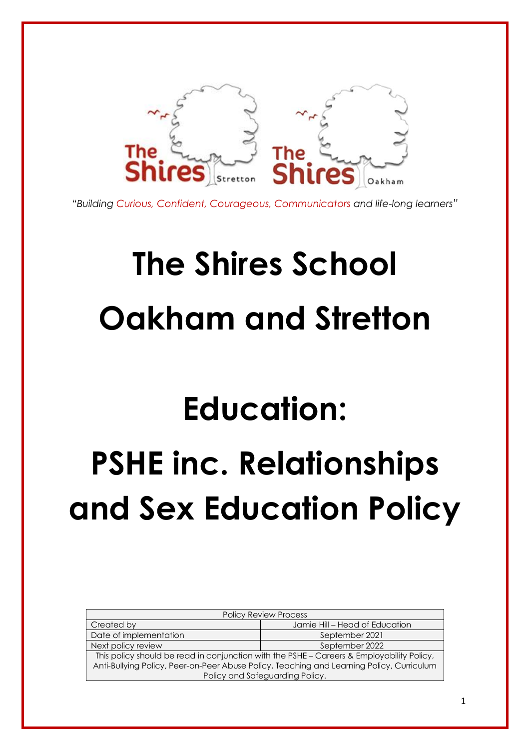The Shires Stretton The Shires Oakham

*"Building Curious, Confident, Courageous, Communicators and life-long learners"*

# The Shires School Oakham and Stretton

# Education: PSHE inc. Relationships and Sex Education Policy

| Policy Review Process | |
|---|---|
| Created by | Jamie Hill – Head of Education |
| Date of implementation | September 2021 |
| Next policy review | September 2022 |
| This policy should be read in conjunction with the PSHE – Careers & Employability Policy, Anti-Bullying Policy, Peer-on-Peer Abuse Policy, Teaching and Learning Policy, Curriculum Policy and Safeguarding Policy. | |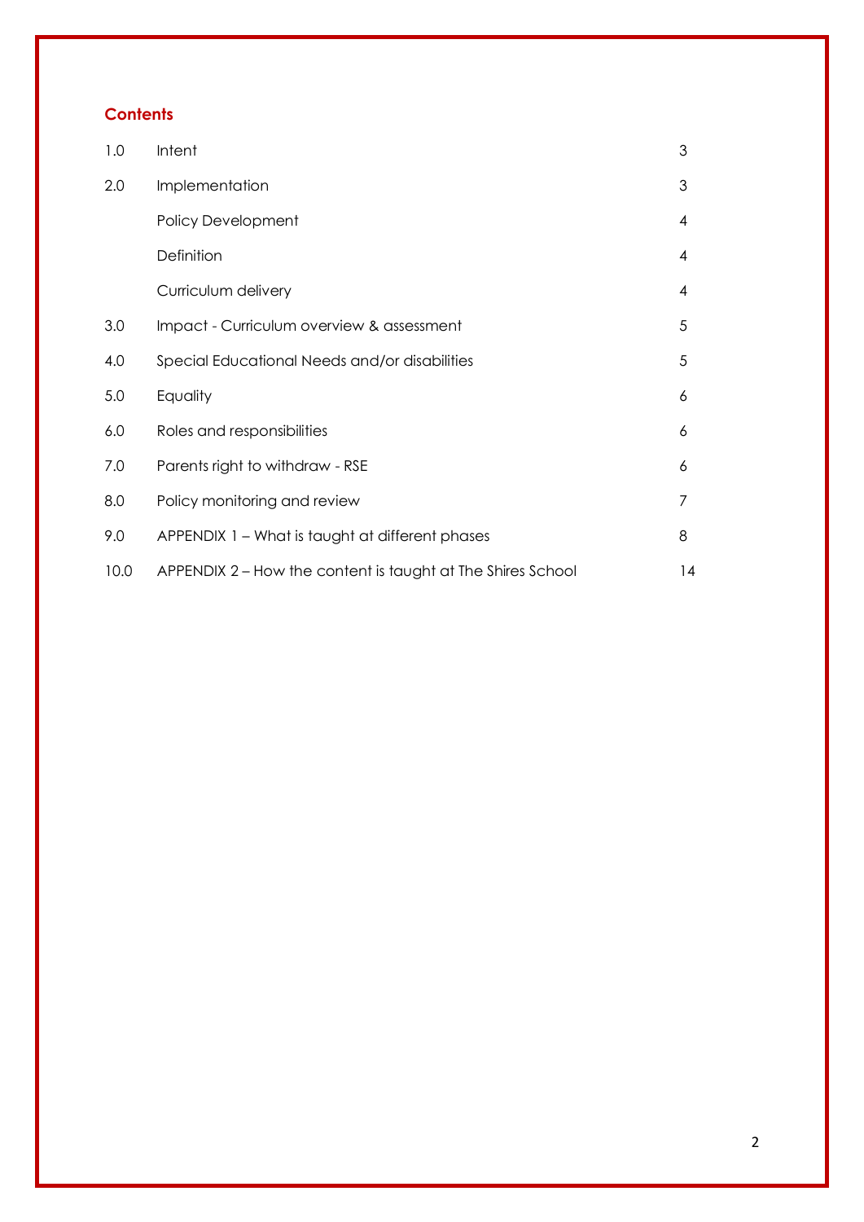## Contents

| | | |
|---|---|---|
| 1.0 | Intent | 3 |
| 2.0 | Implementation | 3 |
| | Policy Development | 4 |
| | Definition | 4 |
| | Curriculum delivery | 4 |
| 3.0 | Impact - Curriculum overview & assessment | 5 |
| 4.0 | Special Educational Needs and/or disabilities | 5 |
| 5.0 | Equality | 6 |
| 6.0 | Roles and responsibilities | 6 |
| 7.0 | Parents right to withdraw - RSE | 6 |
| 8.0 | Policy monitoring and review | 7 |
| 9.0 | APPENDIX 1 – What is taught at different phases | 8 |
| 10.0 | APPENDIX 2 – How the content is taught at The Shires School | 14 |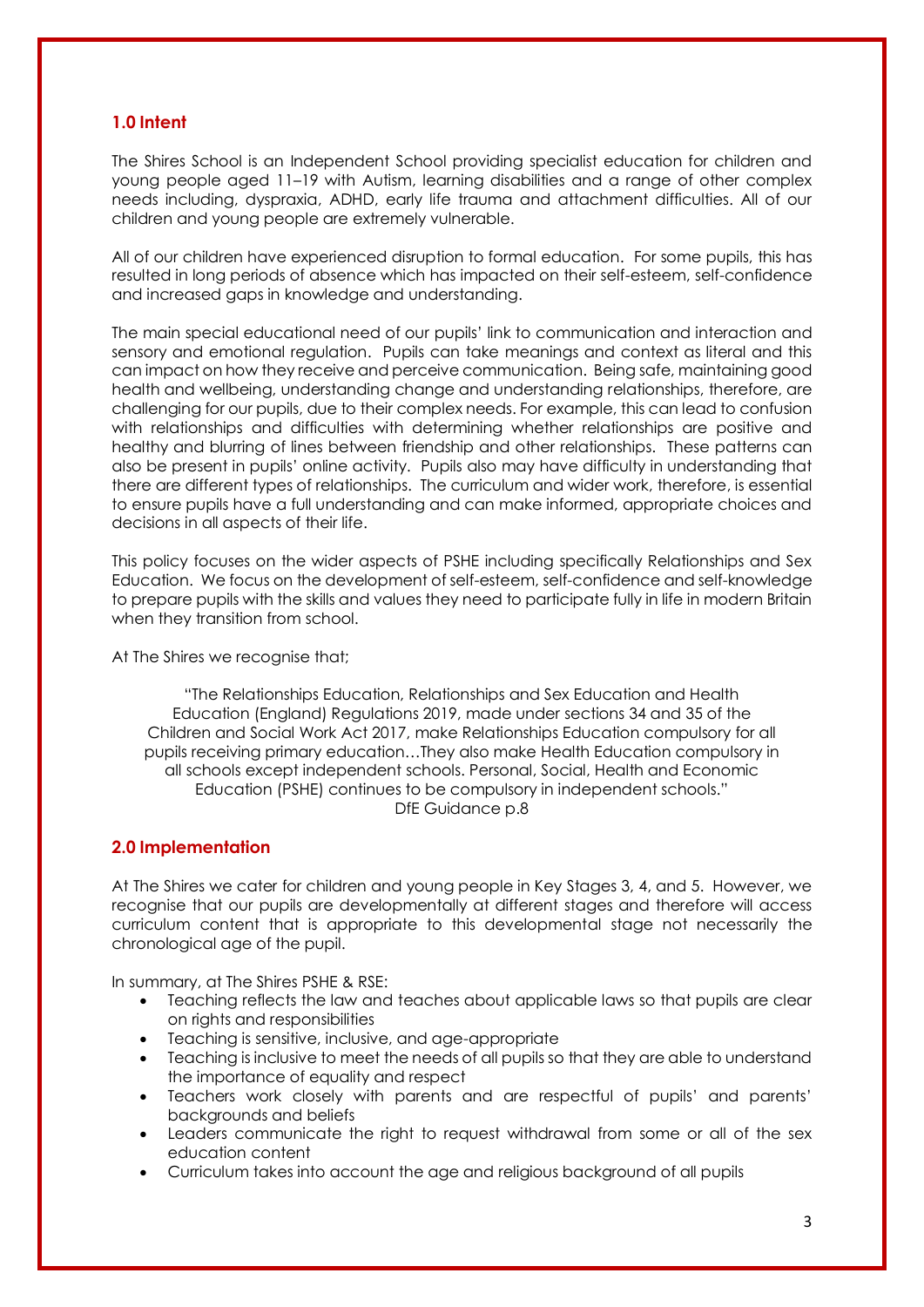## 1.0 Intent

The Shires School is an Independent School providing specialist education for children and young people aged 11–19 with Autism, learning disabilities and a range of other complex needs including, dyspraxia, ADHD, early life trauma and attachment difficulties. All of our children and young people are extremely vulnerable.

All of our children have experienced disruption to formal education. For some pupils, this has resulted in long periods of absence which has impacted on their self-esteem, self-confidence and increased gaps in knowledge and understanding.

The main special educational need of our pupils' link to communication and interaction and sensory and emotional regulation. Pupils can take meanings and context as literal and this can impact on how they receive and perceive communication. Being safe, maintaining good health and wellbeing, understanding change and understanding relationships, therefore, are challenging for our pupils, due to their complex needs. For example, this can lead to confusion with relationships and difficulties with determining whether relationships are positive and healthy and blurring of lines between friendship and other relationships. These patterns can also be present in pupils' online activity. Pupils also may have difficulty in understanding that there are different types of relationships. The curriculum and wider work, therefore, is essential to ensure pupils have a full understanding and can make informed, appropriate choices and decisions in all aspects of their life.

This policy focuses on the wider aspects of PSHE including specifically Relationships and Sex Education. We focus on the development of self-esteem, self-confidence and self-knowledge to prepare pupils with the skills and values they need to participate fully in life in modern Britain when they transition from school.

At The Shires we recognise that;

> "The Relationships Education, Relationships and Sex Education and Health Education (England) Regulations 2019, made under sections 34 and 35 of the Children and Social Work Act 2017, make Relationships Education compulsory for all pupils receiving primary education…They also make Health Education compulsory in all schools except independent schools. Personal, Social, Health and Economic Education (PSHE) continues to be compulsory in independent schools."
> DfE Guidance p.8

## 2.0 Implementation

At The Shires we cater for children and young people in Key Stages 3, 4, and 5. However, we recognise that our pupils are developmentally at different stages and therefore will access curriculum content that is appropriate to this developmental stage not necessarily the chronological age of the pupil.

In summary, at The Shires PSHE & RSE:

- Teaching reflects the law and teaches about applicable laws so that pupils are clear on rights and responsibilities
- Teaching is sensitive, inclusive, and age-appropriate
- Teaching is inclusive to meet the needs of all pupils so that they are able to understand the importance of equality and respect
- Teachers work closely with parents and are respectful of pupils' and parents' backgrounds and beliefs
- Leaders communicate the right to request withdrawal from some or all of the sex education content
- Curriculum takes into account the age and religious background of all pupils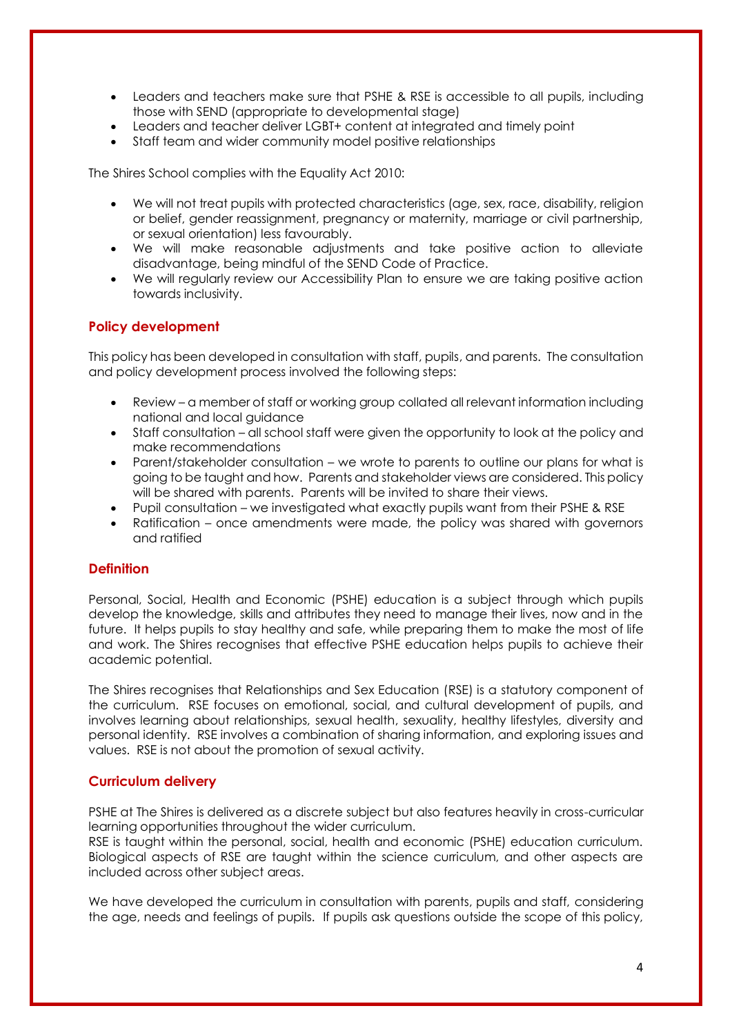- Leaders and teachers make sure that PSHE & RSE is accessible to all pupils, including those with SEND (appropriate to developmental stage)
- Leaders and teacher deliver LGBT+ content at integrated and timely point
- Staff team and wider community model positive relationships

The Shires School complies with the Equality Act 2010:

- We will not treat pupils with protected characteristics (age, sex, race, disability, religion or belief, gender reassignment, pregnancy or maternity, marriage or civil partnership, or sexual orientation) less favourably.
- We will make reasonable adjustments and take positive action to alleviate disadvantage, being mindful of the SEND Code of Practice.
- We will regularly review our Accessibility Plan to ensure we are taking positive action towards inclusivity.

## Policy development

This policy has been developed in consultation with staff, pupils, and parents. The consultation and policy development process involved the following steps:

- Review – a member of staff or working group collated all relevant information including national and local guidance
- Staff consultation – all school staff were given the opportunity to look at the policy and make recommendations
- Parent/stakeholder consultation – we wrote to parents to outline our plans for what is going to be taught and how. Parents and stakeholder views are considered. This policy will be shared with parents. Parents will be invited to share their views.
- Pupil consultation – we investigated what exactly pupils want from their PSHE & RSE
- Ratification – once amendments were made, the policy was shared with governors and ratified

## Definition

Personal, Social, Health and Economic (PSHE) education is a subject through which pupils develop the knowledge, skills and attributes they need to manage their lives, now and in the future. It helps pupils to stay healthy and safe, while preparing them to make the most of life and work. The Shires recognises that effective PSHE education helps pupils to achieve their academic potential.

The Shires recognises that Relationships and Sex Education (RSE) is a statutory component of the curriculum. RSE focuses on emotional, social, and cultural development of pupils, and involves learning about relationships, sexual health, sexuality, healthy lifestyles, diversity and personal identity. RSE involves a combination of sharing information, and exploring issues and values. RSE is not about the promotion of sexual activity.

## Curriculum delivery

PSHE at The Shires is delivered as a discrete subject but also features heavily in cross-curricular learning opportunities throughout the wider curriculum.
RSE is taught within the personal, social, health and economic (PSHE) education curriculum. Biological aspects of RSE are taught within the science curriculum, and other aspects are included across other subject areas.

We have developed the curriculum in consultation with parents, pupils and staff, considering the age, needs and feelings of pupils. If pupils ask questions outside the scope of this policy,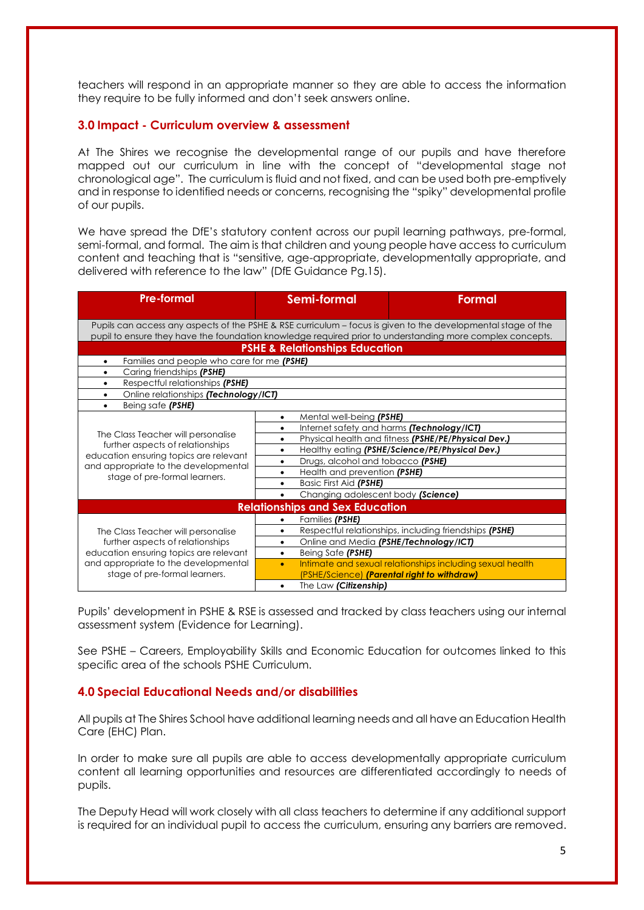teachers will respond in an appropriate manner so they are able to access the information they require to be fully informed and don't seek answers online.

## 3.0 Impact - Curriculum overview & assessment

At The Shires we recognise the developmental range of our pupils and have therefore mapped out our curriculum in line with the concept of "developmental stage not chronological age". The curriculum is fluid and not fixed, and can be used both pre-emptively and in response to identified needs or concerns, recognising the "spiky" developmental profile of our pupils.

We have spread the DfE's statutory content across our pupil learning pathways, pre-formal, semi-formal, and formal. The aim is that children and young people have access to curriculum content and teaching that is "sensitive, age-appropriate, developmentally appropriate, and delivered with reference to the law" (DfE Guidance Pg.15).

| Pre-formal | Semi-formal | Formal |
|---|---|---|
| Pupils can access any aspects of the PSHE & RSE curriculum – focus is given to the developmental stage of the pupil to ensure they have the foundation knowledge required prior to understanding more complex concepts. | | |
| **PSHE & Relationships Education** | | |
| • Families and people who care for me ***(PSHE)*** | | |
| • Caring friendships ***(PSHE)*** | | |
| • Respectful relationships ***(PSHE)*** | | |
| • Online relationships ***(Technology/ICT)*** | | |
| • Being safe ***(PSHE)*** | | |
| The Class Teacher will personalise further aspects of relationships education ensuring topics are relevant and appropriate to the developmental stage of pre-formal learners. | • Mental well-being ***(PSHE)*** | |
| | • Internet safety and harms ***(Technology/ICT)*** | |
| | • Physical health and fitness ***(PSHE/PE/Physical Dev.)*** | |
| | • Healthy eating ***(PSHE/Science/PE/Physical Dev.)*** | |
| | • Drugs, alcohol and tobacco ***(PSHE)*** | |
| | • Health and prevention ***(PSHE)*** | |
| | • Basic First Aid ***(PSHE)*** | |
| | • Changing adolescent body ***(Science)*** | |
| **Relationships and Sex Education** | | |
| The Class Teacher will personalise further aspects of relationships education ensuring topics are relevant and appropriate to the developmental stage of pre-formal learners. | • Families ***(PSHE)*** | |
| | • Respectful relationships, including friendships ***(PSHE)*** | |
| | • Online and Media ***(PSHE/Technology/ICT)*** | |
| | • Being Safe ***(PSHE)*** | |
| | • Intimate and sexual relationships including sexual health (PSHE/Science) ***(Parental right to withdraw)*** | |
| | • The Law ***(Citizenship)*** | |

Pupils' development in PSHE & RSE is assessed and tracked by class teachers using our internal assessment system (Evidence for Learning).

See PSHE – Careers, Employability Skills and Economic Education for outcomes linked to this specific area of the schools PSHE Curriculum.

## 4.0 Special Educational Needs and/or disabilities

All pupils at The Shires School have additional learning needs and all have an Education Health Care (EHC) Plan.

In order to make sure all pupils are able to access developmentally appropriate curriculum content all learning opportunities and resources are differentiated accordingly to needs of pupils.

The Deputy Head will work closely with all class teachers to determine if any additional support is required for an individual pupil to access the curriculum, ensuring any barriers are removed.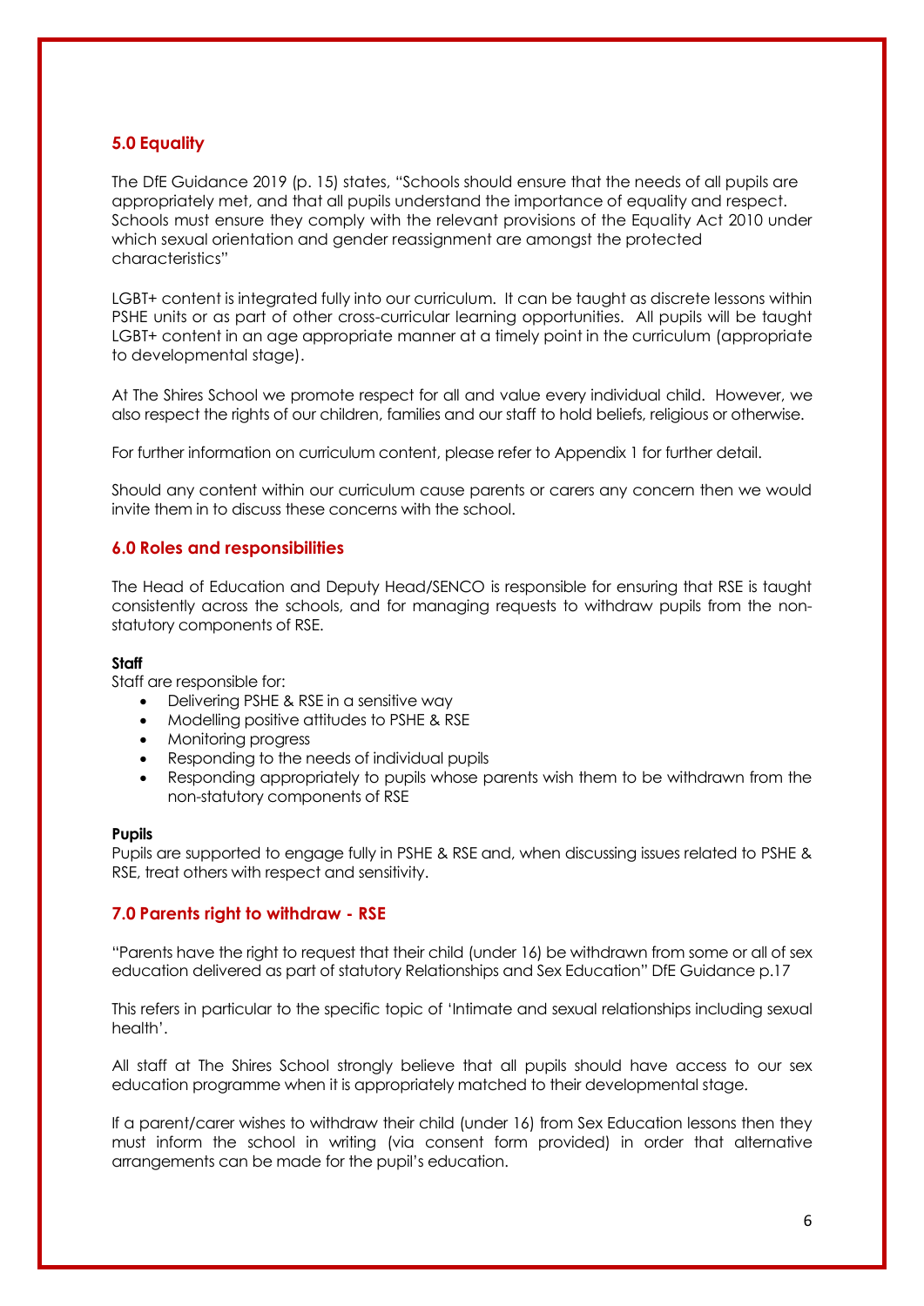## 5.0 Equality

The DfE Guidance 2019 (p. 15) states, "Schools should ensure that the needs of all pupils are appropriately met, and that all pupils understand the importance of equality and respect. Schools must ensure they comply with the relevant provisions of the Equality Act 2010 under which sexual orientation and gender reassignment are amongst the protected characteristics"

LGBT+ content is integrated fully into our curriculum. It can be taught as discrete lessons within PSHE units or as part of other cross-curricular learning opportunities. All pupils will be taught LGBT+ content in an age appropriate manner at a timely point in the curriculum (appropriate to developmental stage).

At The Shires School we promote respect for all and value every individual child. However, we also respect the rights of our children, families and our staff to hold beliefs, religious or otherwise.

For further information on curriculum content, please refer to Appendix 1 for further detail.

Should any content within our curriculum cause parents or carers any concern then we would invite them in to discuss these concerns with the school.

## 6.0 Roles and responsibilities

The Head of Education and Deputy Head/SENCO is responsible for ensuring that RSE is taught consistently across the schools, and for managing requests to withdraw pupils from the non-statutory components of RSE.

**Staff**

Staff are responsible for:

- Delivering PSHE & RSE in a sensitive way
- Modelling positive attitudes to PSHE & RSE
- Monitoring progress
- Responding to the needs of individual pupils
- Responding appropriately to pupils whose parents wish them to be withdrawn from the non-statutory components of RSE

**Pupils**

Pupils are supported to engage fully in PSHE & RSE and, when discussing issues related to PSHE & RSE, treat others with respect and sensitivity.

## 7.0 Parents right to withdraw - RSE

"Parents have the right to request that their child (under 16) be withdrawn from some or all of sex education delivered as part of statutory Relationships and Sex Education" DfE Guidance p.17

This refers in particular to the specific topic of 'Intimate and sexual relationships including sexual health'.

All staff at The Shires School strongly believe that all pupils should have access to our sex education programme when it is appropriately matched to their developmental stage.

If a parent/carer wishes to withdraw their child (under 16) from Sex Education lessons then they must inform the school in writing (via consent form provided) in order that alternative arrangements can be made for the pupil's education.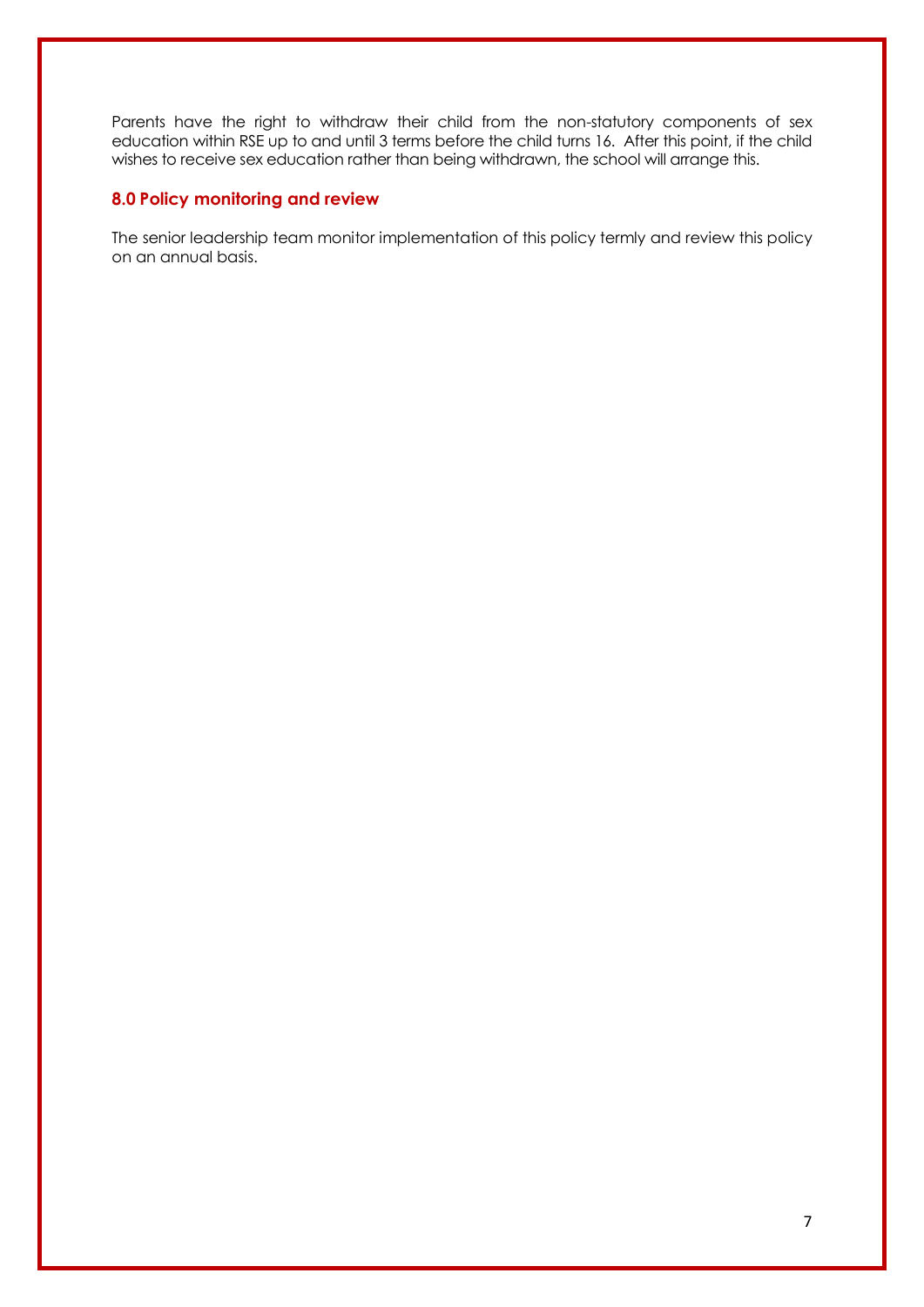Parents have the right to withdraw their child from the non-statutory components of sex education within RSE up to and until 3 terms before the child turns 16. After this point, if the child wishes to receive sex education rather than being withdrawn, the school will arrange this.

## 8.0 Policy monitoring and review

The senior leadership team monitor implementation of this policy termly and review this policy on an annual basis.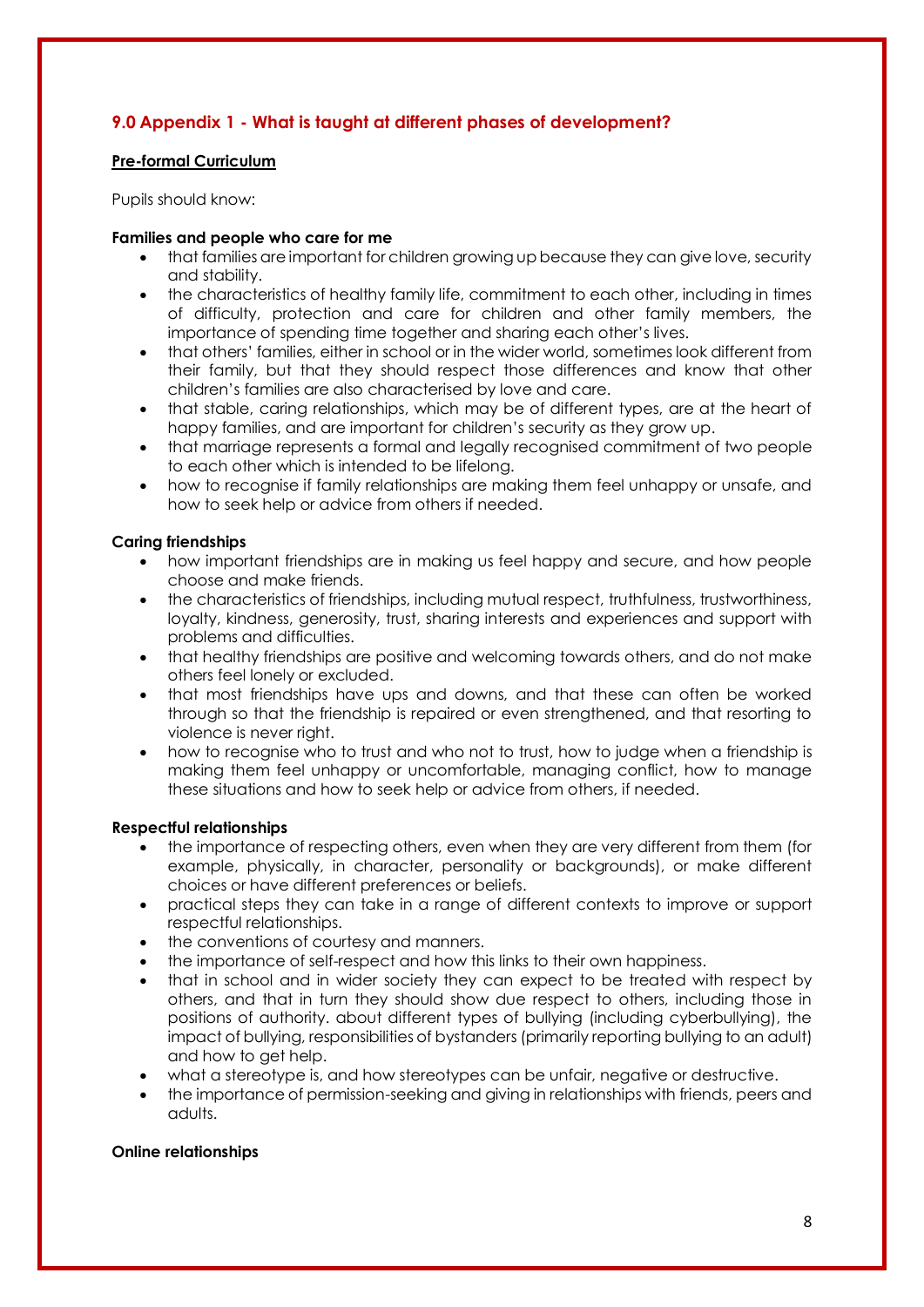## 9.0 Appendix 1 - What is taught at different phases of development?

**Pre-formal Curriculum**

Pupils should know:

**Families and people who care for me**

- that families are important for children growing up because they can give love, security and stability.
- the characteristics of healthy family life, commitment to each other, including in times of difficulty, protection and care for children and other family members, the importance of spending time together and sharing each other's lives.
- that others' families, either in school or in the wider world, sometimes look different from their family, but that they should respect those differences and know that other children's families are also characterised by love and care.
- that stable, caring relationships, which may be of different types, are at the heart of happy families, and are important for children's security as they grow up.
- that marriage represents a formal and legally recognised commitment of two people to each other which is intended to be lifelong.
- how to recognise if family relationships are making them feel unhappy or unsafe, and how to seek help or advice from others if needed.

**Caring friendships**

- how important friendships are in making us feel happy and secure, and how people choose and make friends.
- the characteristics of friendships, including mutual respect, truthfulness, trustworthiness, loyalty, kindness, generosity, trust, sharing interests and experiences and support with problems and difficulties.
- that healthy friendships are positive and welcoming towards others, and do not make others feel lonely or excluded.
- that most friendships have ups and downs, and that these can often be worked through so that the friendship is repaired or even strengthened, and that resorting to violence is never right.
- how to recognise who to trust and who not to trust, how to judge when a friendship is making them feel unhappy or uncomfortable, managing conflict, how to manage these situations and how to seek help or advice from others, if needed.

**Respectful relationships**

- the importance of respecting others, even when they are very different from them (for example, physically, in character, personality or backgrounds), or make different choices or have different preferences or beliefs.
- practical steps they can take in a range of different contexts to improve or support respectful relationships.
- the conventions of courtesy and manners.
- the importance of self-respect and how this links to their own happiness.
- that in school and in wider society they can expect to be treated with respect by others, and that in turn they should show due respect to others, including those in positions of authority. about different types of bullying (including cyberbullying), the impact of bullying, responsibilities of bystanders (primarily reporting bullying to an adult) and how to get help.
- what a stereotype is, and how stereotypes can be unfair, negative or destructive.
- the importance of permission-seeking and giving in relationships with friends, peers and adults.

**Online relationships**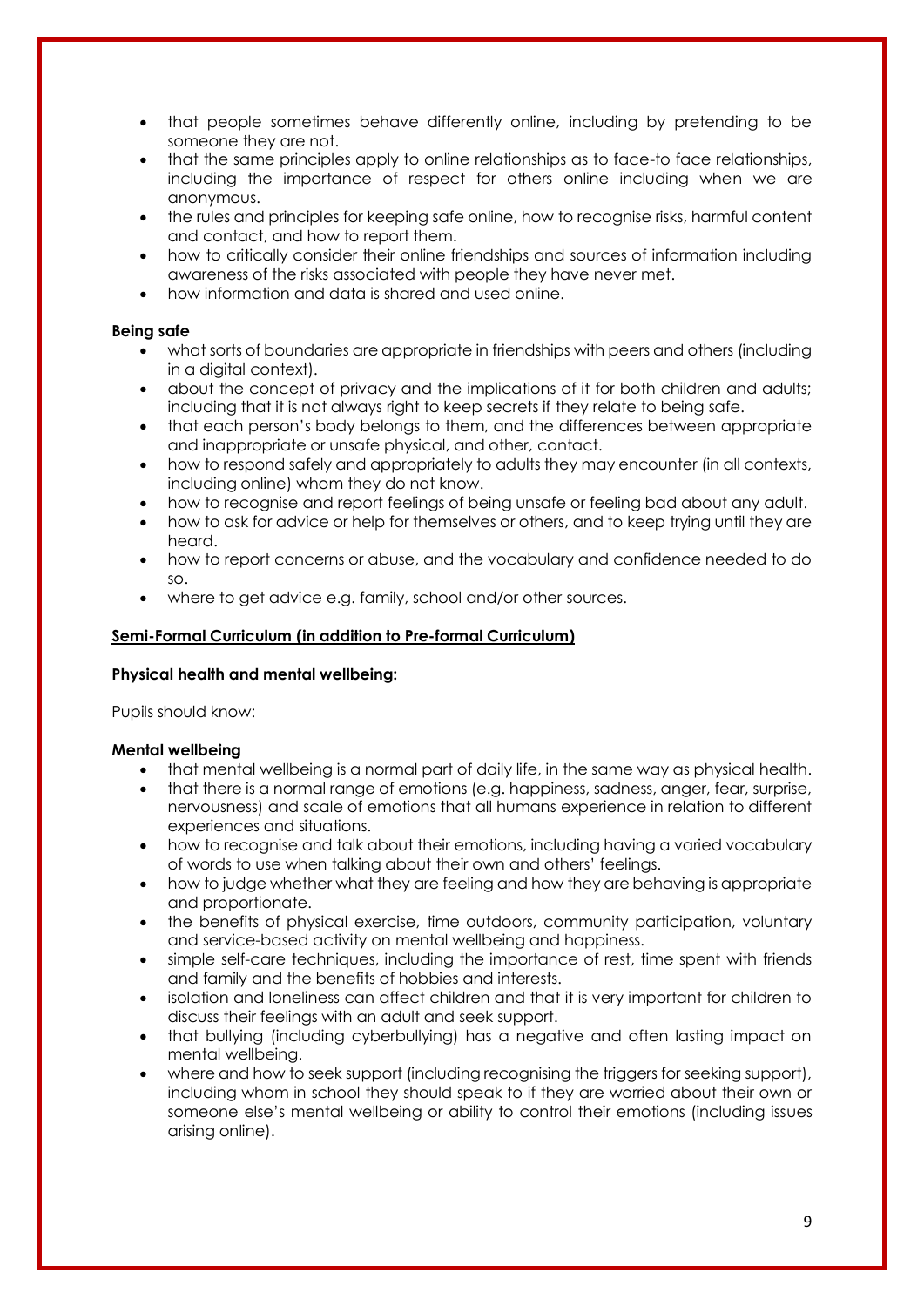- that people sometimes behave differently online, including by pretending to be someone they are not.
- that the same principles apply to online relationships as to face-to face relationships, including the importance of respect for others online including when we are anonymous.
- the rules and principles for keeping safe online, how to recognise risks, harmful content and contact, and how to report them.
- how to critically consider their online friendships and sources of information including awareness of the risks associated with people they have never met.
- how information and data is shared and used online.

**Being safe**

- what sorts of boundaries are appropriate in friendships with peers and others (including in a digital context).
- about the concept of privacy and the implications of it for both children and adults; including that it is not always right to keep secrets if they relate to being safe.
- that each person's body belongs to them, and the differences between appropriate and inappropriate or unsafe physical, and other, contact.
- how to respond safely and appropriately to adults they may encounter (in all contexts, including online) whom they do not know.
- how to recognise and report feelings of being unsafe or feeling bad about any adult.
- how to ask for advice or help for themselves or others, and to keep trying until they are heard.
- how to report concerns or abuse, and the vocabulary and confidence needed to do so.
- where to get advice e.g. family, school and/or other sources.

**Semi-Formal Curriculum (in addition to Pre-formal Curriculum)**

**Physical health and mental wellbeing:**

Pupils should know:

**Mental wellbeing**

- that mental wellbeing is a normal part of daily life, in the same way as physical health.
- that there is a normal range of emotions (e.g. happiness, sadness, anger, fear, surprise, nervousness) and scale of emotions that all humans experience in relation to different experiences and situations.
- how to recognise and talk about their emotions, including having a varied vocabulary of words to use when talking about their own and others' feelings.
- how to judge whether what they are feeling and how they are behaving is appropriate and proportionate.
- the benefits of physical exercise, time outdoors, community participation, voluntary and service-based activity on mental wellbeing and happiness.
- simple self-care techniques, including the importance of rest, time spent with friends and family and the benefits of hobbies and interests.
- isolation and loneliness can affect children and that it is very important for children to discuss their feelings with an adult and seek support.
- that bullying (including cyberbullying) has a negative and often lasting impact on mental wellbeing.
- where and how to seek support (including recognising the triggers for seeking support), including whom in school they should speak to if they are worried about their own or someone else's mental wellbeing or ability to control their emotions (including issues arising online).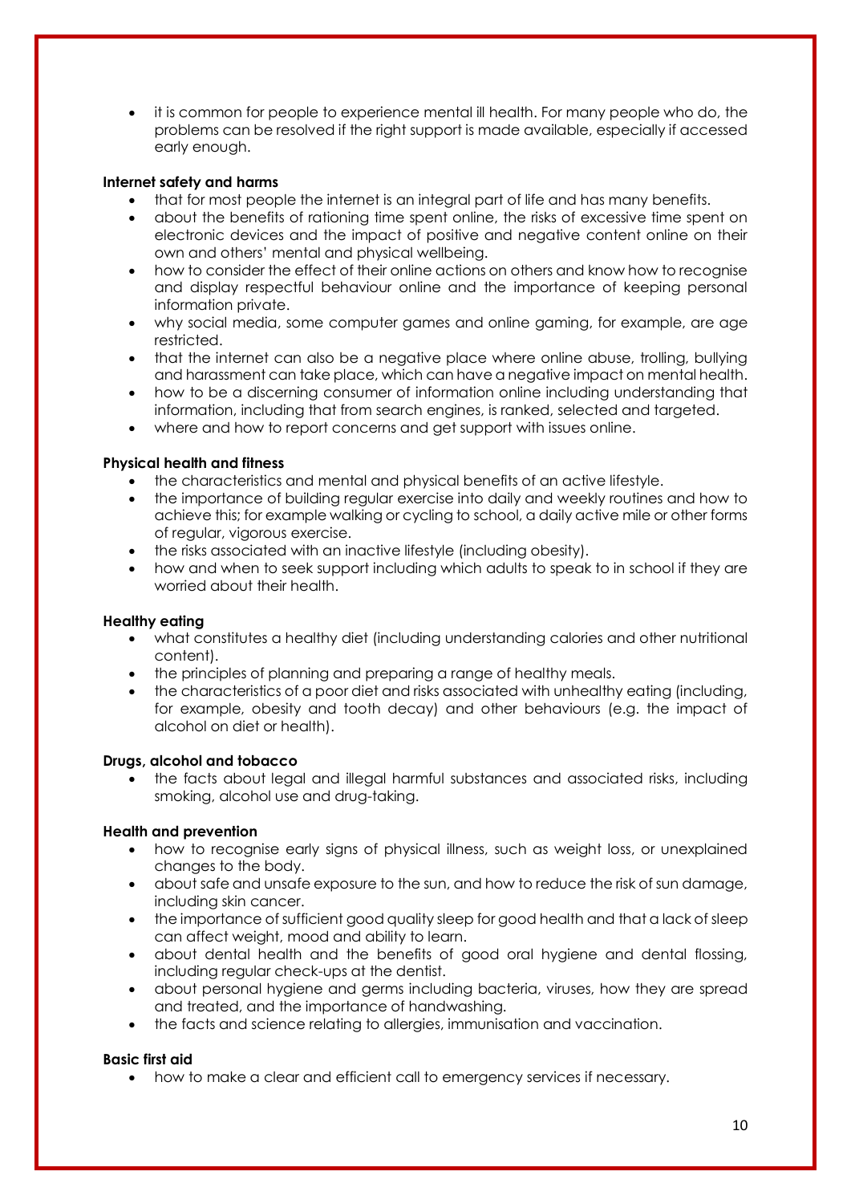- it is common for people to experience mental ill health. For many people who do, the problems can be resolved if the right support is made available, especially if accessed early enough.

**Internet safety and harms**

- that for most people the internet is an integral part of life and has many benefits.
- about the benefits of rationing time spent online, the risks of excessive time spent on electronic devices and the impact of positive and negative content online on their own and others' mental and physical wellbeing.
- how to consider the effect of their online actions on others and know how to recognise and display respectful behaviour online and the importance of keeping personal information private.
- why social media, some computer games and online gaming, for example, are age restricted.
- that the internet can also be a negative place where online abuse, trolling, bullying and harassment can take place, which can have a negative impact on mental health.
- how to be a discerning consumer of information online including understanding that information, including that from search engines, is ranked, selected and targeted.
- where and how to report concerns and get support with issues online.

**Physical health and fitness**

- the characteristics and mental and physical benefits of an active lifestyle.
- the importance of building regular exercise into daily and weekly routines and how to achieve this; for example walking or cycling to school, a daily active mile or other forms of regular, vigorous exercise.
- the risks associated with an inactive lifestyle (including obesity).
- how and when to seek support including which adults to speak to in school if they are worried about their health.

**Healthy eating**

- what constitutes a healthy diet (including understanding calories and other nutritional content).
- the principles of planning and preparing a range of healthy meals.
- the characteristics of a poor diet and risks associated with unhealthy eating (including, for example, obesity and tooth decay) and other behaviours (e.g. the impact of alcohol on diet or health).

**Drugs, alcohol and tobacco**

- the facts about legal and illegal harmful substances and associated risks, including smoking, alcohol use and drug-taking.

**Health and prevention**

- how to recognise early signs of physical illness, such as weight loss, or unexplained changes to the body.
- about safe and unsafe exposure to the sun, and how to reduce the risk of sun damage, including skin cancer.
- the importance of sufficient good quality sleep for good health and that a lack of sleep can affect weight, mood and ability to learn.
- about dental health and the benefits of good oral hygiene and dental flossing, including regular check-ups at the dentist.
- about personal hygiene and germs including bacteria, viruses, how they are spread and treated, and the importance of handwashing.
- the facts and science relating to allergies, immunisation and vaccination.

**Basic first aid**

- how to make a clear and efficient call to emergency services if necessary.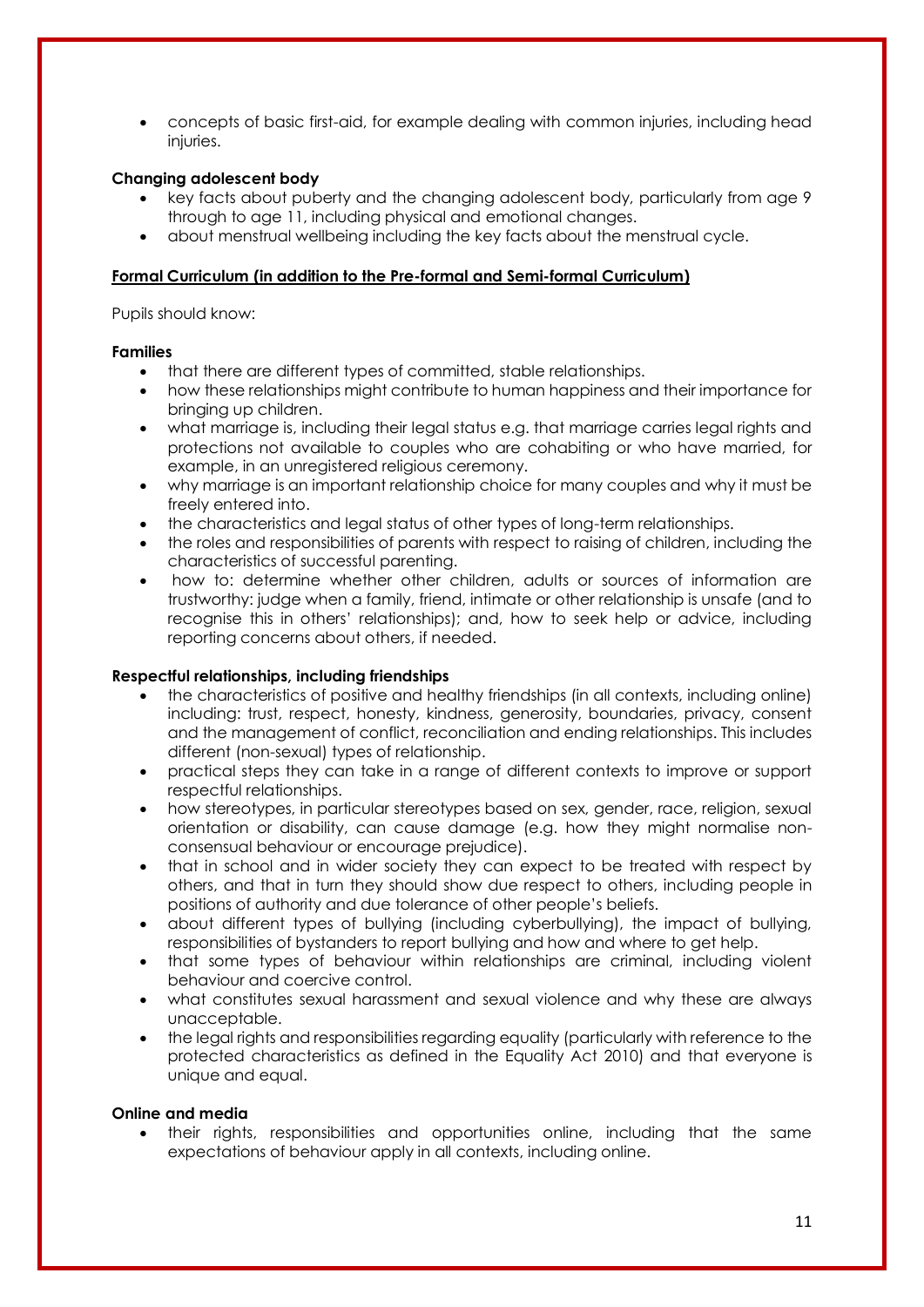- concepts of basic first-aid, for example dealing with common injuries, including head injuries.

**Changing adolescent body**

- key facts about puberty and the changing adolescent body, particularly from age 9 through to age 11, including physical and emotional changes.
- about menstrual wellbeing including the key facts about the menstrual cycle.

**Formal Curriculum (in addition to the Pre-formal and Semi-formal Curriculum)**

Pupils should know:

**Families**

- that there are different types of committed, stable relationships.
- how these relationships might contribute to human happiness and their importance for bringing up children.
- what marriage is, including their legal status e.g. that marriage carries legal rights and protections not available to couples who are cohabiting or who have married, for example, in an unregistered religious ceremony.
- why marriage is an important relationship choice for many couples and why it must be freely entered into.
- the characteristics and legal status of other types of long-term relationships.
- the roles and responsibilities of parents with respect to raising of children, including the characteristics of successful parenting.
- how to: determine whether other children, adults or sources of information are trustworthy: judge when a family, friend, intimate or other relationship is unsafe (and to recognise this in others' relationships); and, how to seek help or advice, including reporting concerns about others, if needed.

**Respectful relationships, including friendships**

- the characteristics of positive and healthy friendships (in all contexts, including online) including: trust, respect, honesty, kindness, generosity, boundaries, privacy, consent and the management of conflict, reconciliation and ending relationships. This includes different (non-sexual) types of relationship.
- practical steps they can take in a range of different contexts to improve or support respectful relationships.
- how stereotypes, in particular stereotypes based on sex, gender, race, religion, sexual orientation or disability, can cause damage (e.g. how they might normalise non-consensual behaviour or encourage prejudice).
- that in school and in wider society they can expect to be treated with respect by others, and that in turn they should show due respect to others, including people in positions of authority and due tolerance of other people's beliefs.
- about different types of bullying (including cyberbullying), the impact of bullying, responsibilities of bystanders to report bullying and how and where to get help.
- that some types of behaviour within relationships are criminal, including violent behaviour and coercive control.
- what constitutes sexual harassment and sexual violence and why these are always unacceptable.
- the legal rights and responsibilities regarding equality (particularly with reference to the protected characteristics as defined in the Equality Act 2010) and that everyone is unique and equal.

**Online and media**

- their rights, responsibilities and opportunities online, including that the same expectations of behaviour apply in all contexts, including online.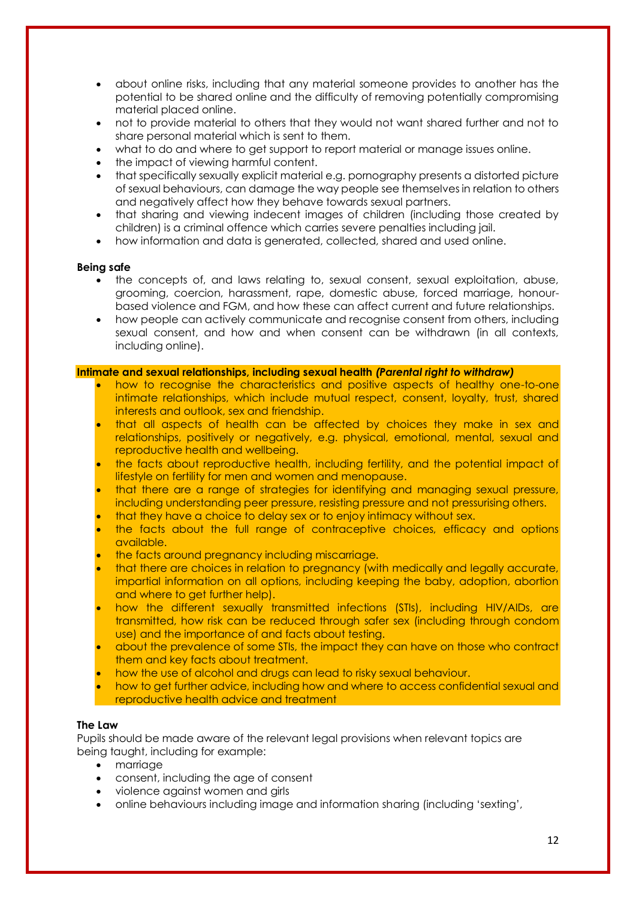- about online risks, including that any material someone provides to another has the potential to be shared online and the difficulty of removing potentially compromising material placed online.
- not to provide material to others that they would not want shared further and not to share personal material which is sent to them.
- what to do and where to get support to report material or manage issues online.
- the impact of viewing harmful content.
- that specifically sexually explicit material e.g. pornography presents a distorted picture of sexual behaviours, can damage the way people see themselves in relation to others and negatively affect how they behave towards sexual partners.
- that sharing and viewing indecent images of children (including those created by children) is a criminal offence which carries severe penalties including jail.
- how information and data is generated, collected, shared and used online.

**Being safe**

- the concepts of, and laws relating to, sexual consent, sexual exploitation, abuse, grooming, coercion, harassment, rape, domestic abuse, forced marriage, honour-based violence and FGM, and how these can affect current and future relationships.
- how people can actively communicate and recognise consent from others, including sexual consent, and how and when consent can be withdrawn (in all contexts, including online).

**Intimate and sexual relationships, including sexual health *(Parental right to withdraw)***

- how to recognise the characteristics and positive aspects of healthy one-to-one intimate relationships, which include mutual respect, consent, loyalty, trust, shared interests and outlook, sex and friendship.
- that all aspects of health can be affected by choices they make in sex and relationships, positively or negatively, e.g. physical, emotional, mental, sexual and reproductive health and wellbeing.
- the facts about reproductive health, including fertility, and the potential impact of lifestyle on fertility for men and women and menopause.
- that there are a range of strategies for identifying and managing sexual pressure, including understanding peer pressure, resisting pressure and not pressurising others.
- that they have a choice to delay sex or to enjoy intimacy without sex.
- the facts about the full range of contraceptive choices, efficacy and options available.
- the facts around pregnancy including miscarriage.
- that there are choices in relation to pregnancy (with medically and legally accurate, impartial information on all options, including keeping the baby, adoption, abortion and where to get further help).
- how the different sexually transmitted infections (STIs), including HIV/AIDs, are transmitted, how risk can be reduced through safer sex (including through condom use) and the importance of and facts about testing.
- about the prevalence of some STIs, the impact they can have on those who contract them and key facts about treatment.
- how the use of alcohol and drugs can lead to risky sexual behaviour.
- how to get further advice, including how and where to access confidential sexual and reproductive health advice and treatment

**The Law**

Pupils should be made aware of the relevant legal provisions when relevant topics are being taught, including for example:

- marriage
- consent, including the age of consent
- violence against women and girls
- online behaviours including image and information sharing (including 'sexting',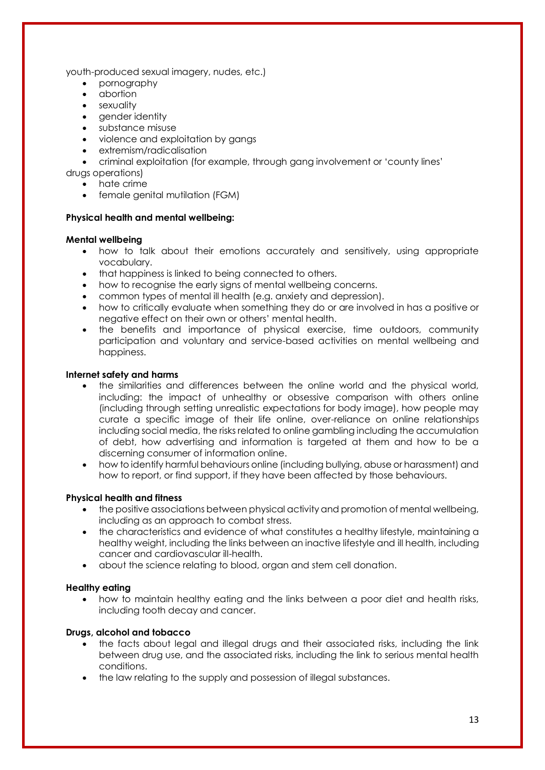youth-produced sexual imagery, nudes, etc.)

- pornography
- abortion
- sexuality
- gender identity
- substance misuse
- violence and exploitation by gangs
- extremism/radicalisation
- criminal exploitation (for example, through gang involvement or 'county lines' drugs operations)
- hate crime
- female genital mutilation (FGM)

**Physical health and mental wellbeing:**

**Mental wellbeing**

- how to talk about their emotions accurately and sensitively, using appropriate vocabulary.
- that happiness is linked to being connected to others.
- how to recognise the early signs of mental wellbeing concerns.
- common types of mental ill health (e.g. anxiety and depression).
- how to critically evaluate when something they do or are involved in has a positive or negative effect on their own or others' mental health.
- the benefits and importance of physical exercise, time outdoors, community participation and voluntary and service-based activities on mental wellbeing and happiness.

**Internet safety and harms**

- the similarities and differences between the online world and the physical world, including: the impact of unhealthy or obsessive comparison with others online (including through setting unrealistic expectations for body image), how people may curate a specific image of their life online, over-reliance on online relationships including social media, the risks related to online gambling including the accumulation of debt, how advertising and information is targeted at them and how to be a discerning consumer of information online.
- how to identify harmful behaviours online (including bullying, abuse or harassment) and how to report, or find support, if they have been affected by those behaviours.

**Physical health and fitness**

- the positive associations between physical activity and promotion of mental wellbeing, including as an approach to combat stress.
- the characteristics and evidence of what constitutes a healthy lifestyle, maintaining a healthy weight, including the links between an inactive lifestyle and ill health, including cancer and cardiovascular ill-health.
- about the science relating to blood, organ and stem cell donation.

**Healthy eating**

- how to maintain healthy eating and the links between a poor diet and health risks, including tooth decay and cancer.

**Drugs, alcohol and tobacco**

- the facts about legal and illegal drugs and their associated risks, including the link between drug use, and the associated risks, including the link to serious mental health conditions.
- the law relating to the supply and possession of illegal substances.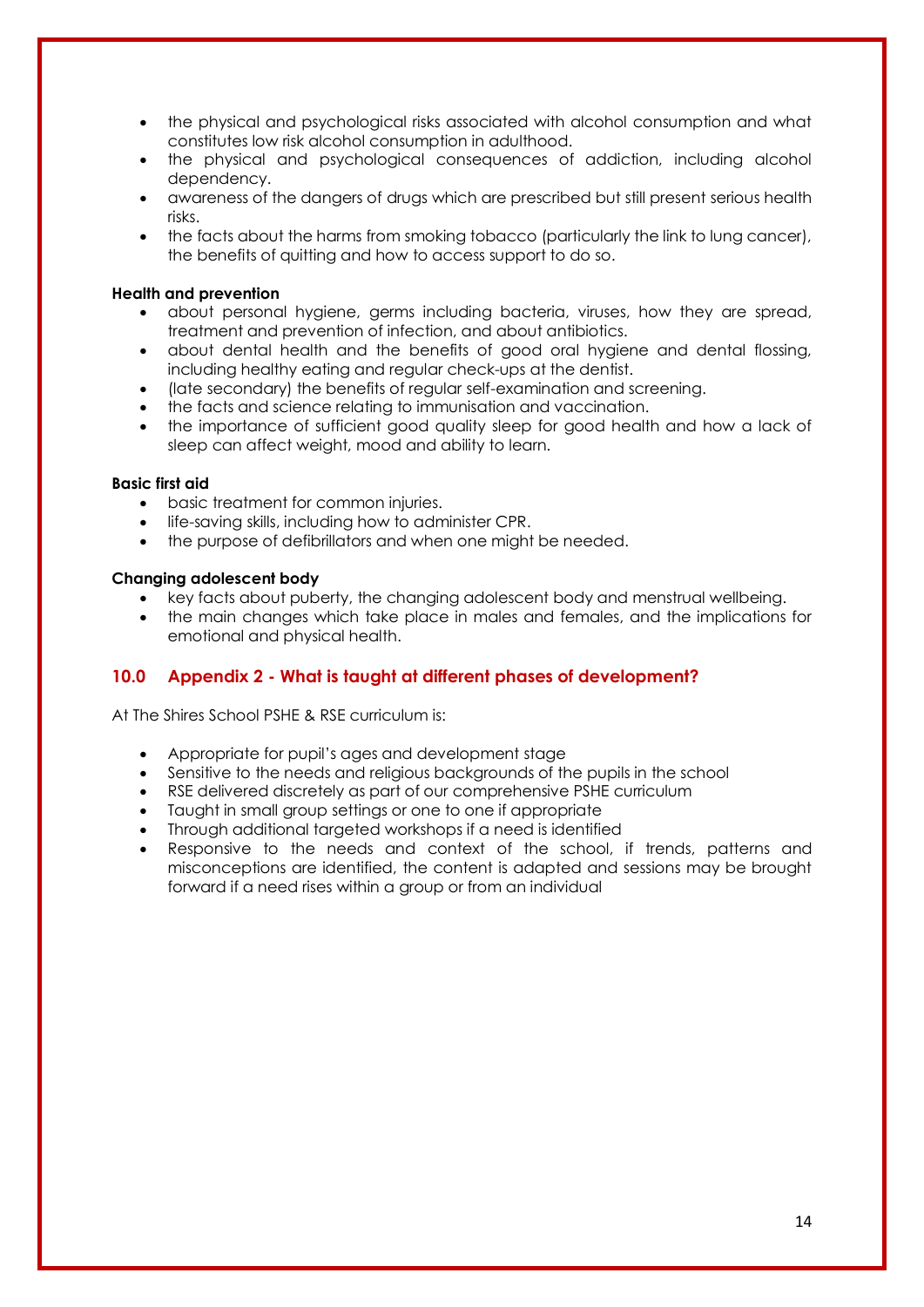- the physical and psychological risks associated with alcohol consumption and what constitutes low risk alcohol consumption in adulthood.
- the physical and psychological consequences of addiction, including alcohol dependency.
- awareness of the dangers of drugs which are prescribed but still present serious health risks.
- the facts about the harms from smoking tobacco (particularly the link to lung cancer), the benefits of quitting and how to access support to do so.

**Health and prevention**

- about personal hygiene, germs including bacteria, viruses, how they are spread, treatment and prevention of infection, and about antibiotics.
- about dental health and the benefits of good oral hygiene and dental flossing, including healthy eating and regular check-ups at the dentist.
- (late secondary) the benefits of regular self-examination and screening.
- the facts and science relating to immunisation and vaccination.
- the importance of sufficient good quality sleep for good health and how a lack of sleep can affect weight, mood and ability to learn.

**Basic first aid**

- basic treatment for common injuries.
- life-saving skills, including how to administer CPR.
- the purpose of defibrillators and when one might be needed.

**Changing adolescent body**

- key facts about puberty, the changing adolescent body and menstrual wellbeing.
- the main changes which take place in males and females, and the implications for emotional and physical health.

## 10.0 Appendix 2 - What is taught at different phases of development?

At The Shires School PSHE & RSE curriculum is:

- Appropriate for pupil's ages and development stage
- Sensitive to the needs and religious backgrounds of the pupils in the school
- RSE delivered discretely as part of our comprehensive PSHE curriculum
- Taught in small group settings or one to one if appropriate
- Through additional targeted workshops if a need is identified
- Responsive to the needs and context of the school, if trends, patterns and misconceptions are identified, the content is adapted and sessions may be brought forward if a need rises within a group or from an individual